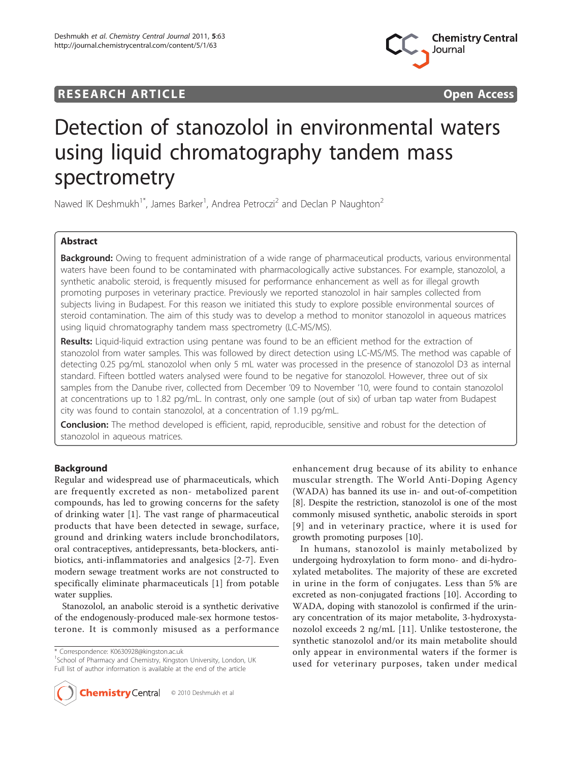# Detection of stanozolol in environmental waters using liquid chromatography tandem mass spectrometry

Nawed IK Deshmukh[1*], James Barker[1], Andrea Petroczi[2] and Declan P Naughton[2]

## Abstract

**Background:** Owing to frequent administration of a wide range of pharmaceutical products, various environmental waters have been found to be contaminated with pharmacologically active substances. For example, stanozolol, a synthetic anabolic steroid, is frequently misused for performance enhancement as well as for illegal growth promoting purposes in veterinary practice. Previously we reported stanozolol in hair samples collected from subjects living in Budapest. For this reason we initiated this study to explore possible environmental sources of steroid contamination. The aim of this study was to develop a method to monitor stanozolol in aqueous matrices using liquid chromatography tandem mass spectrometry (LC-MS/MS).

**Results:** Liquid-liquid extraction using pentane was found to be an efficient method for the extraction of stanozolol from water samples. This was followed by direct detection using LC-MS/MS. The method was capable of detecting 0.25 pg/mL stanozolol when only 5 mL water was processed in the presence of stanozolol D3 as internal standard. Fifteen bottled waters analysed were found to be negative for stanozolol. However, three out of six samples from the Danube river, collected from December '09 to November '10, were found to contain stanozolol at concentrations up to 1.82 pg/mL. In contrast, only one sample (out of six) of urban tap water from Budapest city was found to contain stanozolol, at a concentration of 1.19 pg/mL.

**Conclusion:** The method developed is efficient, rapid, reproducible, sensitive and robust for the detection of stanozolol in aqueous matrices.

## Background

Regular and widespread use of pharmaceuticals, which are frequently excreted as non- metabolized parent compounds, has led to growing concerns for the safety of drinking water [1]. The vast range of pharmaceutical products that have been detected in sewage, surface, ground and drinking waters include bronchodilators, oral contraceptives, antidepressants, beta-blockers, antibiotics, anti-inflammatories and analgesics [2-7]. Even modern sewage treatment works are not constructed to specifically eliminate pharmaceuticals [1] from potable water supplies.

Stanozolol, an anabolic steroid is a synthetic derivative of the endogenously-produced male-sex hormone testosterone. It is commonly misused as a performance enhancement drug because of its ability to enhance muscular strength. The World Anti-Doping Agency (WADA) has banned its use in- and out-of-competition [8]. Despite the restriction, stanozolol is one of the most commonly misused synthetic, anabolic steroids in sport [9] and in veterinary practice, where it is used for growth promoting purposes [10].

In humans, stanozolol is mainly metabolized by undergoing hydroxylation to form mono- and di-hydroxylated metabolites. The majority of these are excreted in urine in the form of conjugates. Less than 5% are excreted as non-conjugated fractions [10]. According to WADA, doping with stanozolol is confirmed if the urinary concentration of its major metabolite, 3-hydroxystanozolol exceeds 2 ng/mL [11]. Unlike testosterone, the synthetic stanozolol and/or its main metabolite should only appear in environmental waters if the former is used for veterinary purposes, taken under medical

\* Correspondence: K0630928@kingston.ac.uk
[1]School of Pharmacy and Chemistry, Kingston University, London, UK
Full list of author information is available at the end of the article

© 2010 Deshmukh et al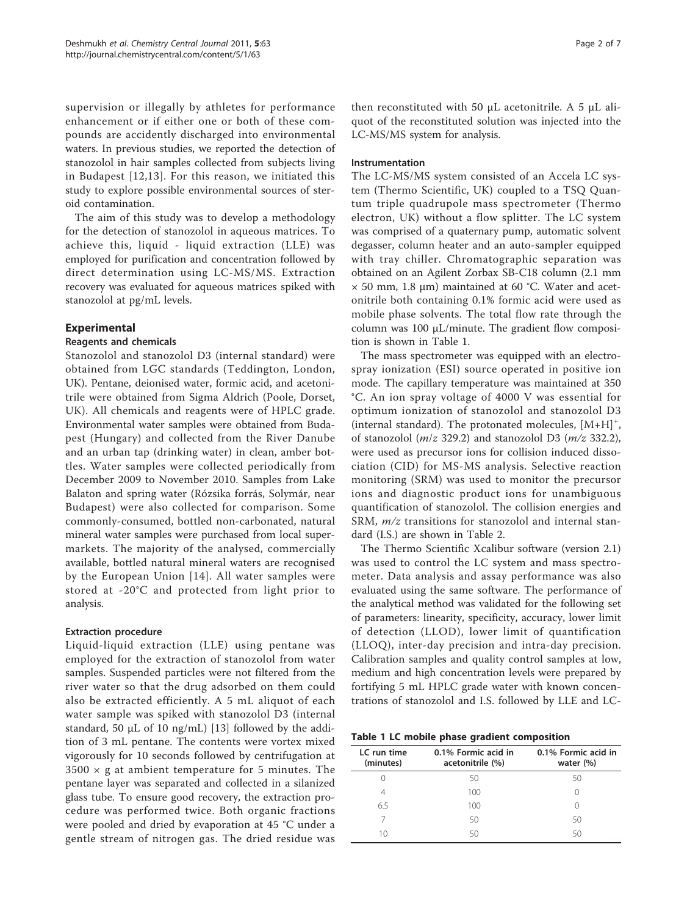supervision or illegally by athletes for performance enhancement or if either one or both of these compounds are accidently discharged into environmental waters. In previous studies, we reported the detection of stanozolol in hair samples collected from subjects living in Budapest [12,13]. For this reason, we initiated this study to explore possible environmental sources of steroid contamination.

The aim of this study was to develop a methodology for the detection of stanozolol in aqueous matrices. To achieve this, liquid - liquid extraction (LLE) was employed for purification and concentration followed by direct determination using LC-MS/MS. Extraction recovery was evaluated for aqueous matrices spiked with stanozolol at pg/mL levels.

## Experimental

### Reagents and chemicals

Stanozolol and stanozolol D3 (internal standard) were obtained from LGC standards (Teddington, London, UK). Pentane, deionised water, formic acid, and acetonitrile were obtained from Sigma Aldrich (Poole, Dorset, UK). All chemicals and reagents were of HPLC grade. Environmental water samples were obtained from Budapest (Hungary) and collected from the River Danube and an urban tap (drinking water) in clean, amber bottles. Water samples were collected periodically from December 2009 to November 2010. Samples from Lake Balaton and spring water (Rózsika forrás, Solymár, near Budapest) were also collected for comparison. Some commonly-consumed, bottled non-carbonated, natural mineral water samples were purchased from local supermarkets. The majority of the analysed, commercially available, bottled natural mineral waters are recognised by the European Union [14]. All water samples were stored at -20°C and protected from light prior to analysis.

### Extraction procedure

Liquid-liquid extraction (LLE) using pentane was employed for the extraction of stanozolol from water samples. Suspended particles were not filtered from the river water so that the drug adsorbed on them could also be extracted efficiently. A 5 mL aliquot of each water sample was spiked with stanozolol D3 (internal standard, 50 μL of 10 ng/mL) [13] followed by the addition of 3 mL pentane. The contents were vortex mixed vigorously for 10 seconds followed by centrifugation at 3500 × g at ambient temperature for 5 minutes. The pentane layer was separated and collected in a silanized glass tube. To ensure good recovery, the extraction procedure was performed twice. Both organic fractions were pooled and dried by evaporation at 45 °C under a gentle stream of nitrogen gas. The dried residue was then reconstituted with 50 μL acetonitrile. A 5 μL aliquot of the reconstituted solution was injected into the LC-MS/MS system for analysis.

### Instrumentation

The LC-MS/MS system consisted of an Accela LC system (Thermo Scientific, UK) coupled to a TSQ Quantum triple quadrupole mass spectrometer (Thermo electron, UK) without a flow splitter. The LC system was comprised of a quaternary pump, automatic solvent degasser, column heater and an auto-sampler equipped with tray chiller. Chromatographic separation was obtained on an Agilent Zorbax SB-C18 column (2.1 mm × 50 mm, 1.8 μm) maintained at 60 °C. Water and acetonitrile both containing 0.1% formic acid were used as mobile phase solvents. The total flow rate through the column was 100 μL/minute. The gradient flow composition is shown in Table 1.

The mass spectrometer was equipped with an electrospray ionization (ESI) source operated in positive ion mode. The capillary temperature was maintained at 350 °C. An ion spray voltage of 4000 V was essential for optimum ionization of stanozolol and stanozolol D3 (internal standard). The protonated molecules, $[M+H]^+$, of stanozolol (*m/z* 329.2) and stanozolol D3 (*m/z* 332.2), were used as precursor ions for collision induced dissociation (CID) for MS-MS analysis. Selective reaction monitoring (SRM) was used to monitor the precursor ions and diagnostic product ions for unambiguous quantification of stanozolol. The collision energies and SRM, *m/z* transitions for stanozolol and internal standard (I.S.) are shown in Table 2.

The Thermo Scientific Xcalibur software (version 2.1) was used to control the LC system and mass spectrometer. Data analysis and assay performance was also evaluated using the same software. The performance of the analytical method was validated for the following set of parameters: linearity, specificity, accuracy, lower limit of detection (LLOD), lower limit of quantification (LLOQ), inter-day precision and intra-day precision. Calibration samples and quality control samples at low, medium and high concentration levels were prepared by fortifying 5 mL HPLC grade water with known concentrations of stanozolol and I.S. followed by LLE and LC-

**Table 1 LC mobile phase gradient composition**

| LC run time (minutes) | 0.1% Formic acid in acetonitrile (%) | 0.1% Formic acid in water (%) |
|---|---|---|
| 0 | 50 | 50 |
| 4 | 100 | 0 |
| 6.5 | 100 | 0 |
| 7 | 50 | 50 |
| 10 | 50 | 50 |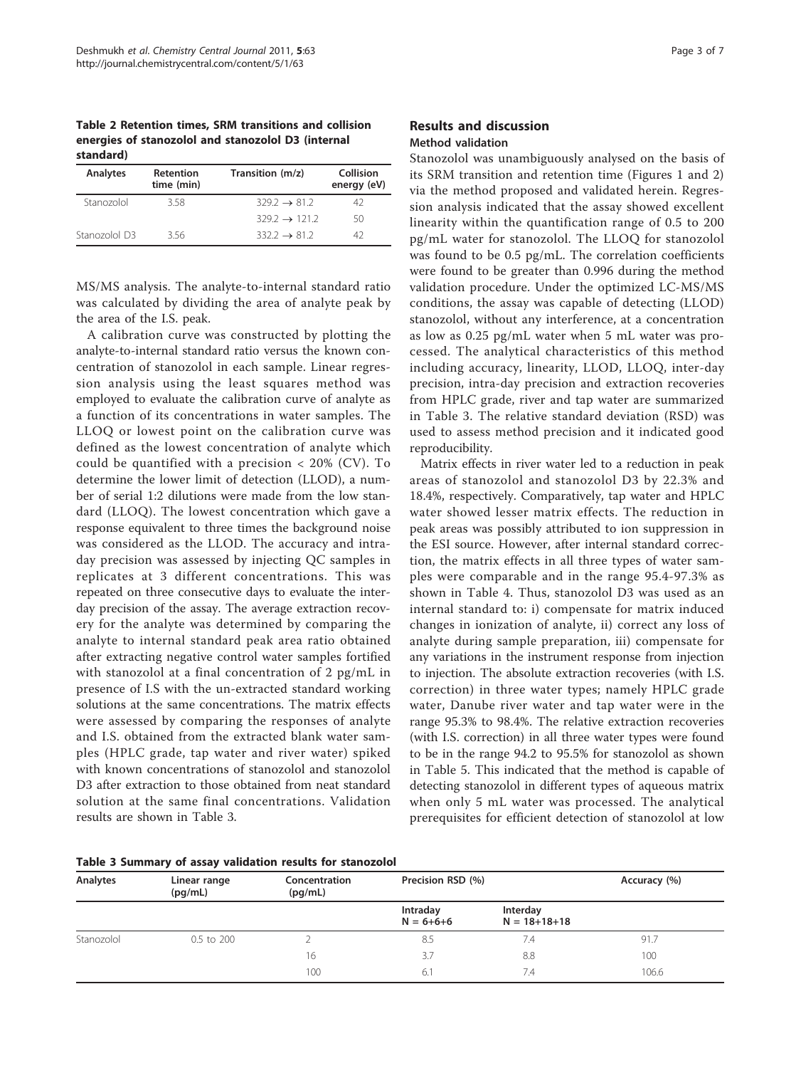**Table 2 Retention times, SRM transitions and collision energies of stanozolol and stanozolol D3 (internal standard)**

| Analytes | Retention time (min) | Transition (m/z) | Collision energy (eV) |
|---|---|---|---|
| Stanozolol | 3.58 | 329.2 → 81.2 | 42 |
| | | 329.2 → 121.2 | 50 |
| Stanozolol D3 | 3.56 | 332.2 → 81.2 | 42 |

MS/MS analysis. The analyte-to-internal standard ratio was calculated by dividing the area of analyte peak by the area of the I.S. peak.

A calibration curve was constructed by plotting the analyte-to-internal standard ratio versus the known concentration of stanozolol in each sample. Linear regression analysis using the least squares method was employed to evaluate the calibration curve of analyte as a function of its concentrations in water samples. The LLOQ or lowest point on the calibration curve was defined as the lowest concentration of analyte which could be quantified with a precision < 20% (CV). To determine the lower limit of detection (LLOD), a number of serial 1:2 dilutions were made from the low standard (LLOQ). The lowest concentration which gave a response equivalent to three times the background noise was considered as the LLOD. The accuracy and intraday precision was assessed by injecting QC samples in replicates at 3 different concentrations. This was repeated on three consecutive days to evaluate the interday precision of the assay. The average extraction recovery for the analyte was determined by comparing the analyte to internal standard peak area ratio obtained after extracting negative control water samples fortified with stanozolol at a final concentration of 2 pg/mL in presence of I.S with the un-extracted standard working solutions at the same concentrations. The matrix effects were assessed by comparing the responses of analyte and I.S. obtained from the extracted blank water samples (HPLC grade, tap water and river water) spiked with known concentrations of stanozolol and stanozolol D3 after extraction to those obtained from neat standard solution at the same final concentrations. Validation results are shown in Table 3.

## Results and discussion

### Method validation

Stanozolol was unambiguously analysed on the basis of its SRM transition and retention time (Figures 1 and 2) via the method proposed and validated herein. Regression analysis indicated that the assay showed excellent linearity within the quantification range of 0.5 to 200 pg/mL water for stanozolol. The LLOQ for stanozolol was found to be 0.5 pg/mL. The correlation coefficients were found to be greater than 0.996 during the method validation procedure. Under the optimized LC-MS/MS conditions, the assay was capable of detecting (LLOD) stanozolol, without any interference, at a concentration as low as 0.25 pg/mL water when 5 mL water was processed. The analytical characteristics of this method including accuracy, linearity, LLOD, LLOQ, inter-day precision, intra-day precision and extraction recoveries from HPLC grade, river and tap water are summarized in Table 3. The relative standard deviation (RSD) was used to assess method precision and it indicated good reproducibility.

Matrix effects in river water led to a reduction in peak areas of stanozolol and stanozolol D3 by 22.3% and 18.4%, respectively. Comparatively, tap water and HPLC water showed lesser matrix effects. The reduction in peak areas was possibly attributed to ion suppression in the ESI source. However, after internal standard correction, the matrix effects in all three types of water samples were comparable and in the range 95.4-97.3% as shown in Table 4. Thus, stanozolol D3 was used as an internal standard to: i) compensate for matrix induced changes in ionization of analyte, ii) correct any loss of analyte during sample preparation, iii) compensate for any variations in the instrument response from injection to injection. The absolute extraction recoveries (with I.S. correction) in three water types; namely HPLC grade water, Danube river water and tap water were in the range 95.3% to 98.4%. The relative extraction recoveries (with I.S. correction) in all three water types were found to be in the range 94.2 to 95.5% for stanozolol as shown in Table 5. This indicated that the method is capable of detecting stanozolol in different types of aqueous matrix when only 5 mL water was processed. The analytical prerequisites for efficient detection of stanozolol at low

**Table 3 Summary of assay validation results for stanozolol**

| Analytes | Linear range (pg/mL) | Concentration (pg/mL) | Precision RSD (%) | | Accuracy (%) |
|---|---|---|---|---|---|
| | | | Intraday N = 6+6+6 | Interday N = 18+18+18 | |
| Stanozolol | 0.5 to 200 | 2 | 8.5 | 7.4 | 91.7 |
| | | 16 | 3.7 | 8.8 | 100 |
| | | 100 | 6.1 | 7.4 | 106.6 |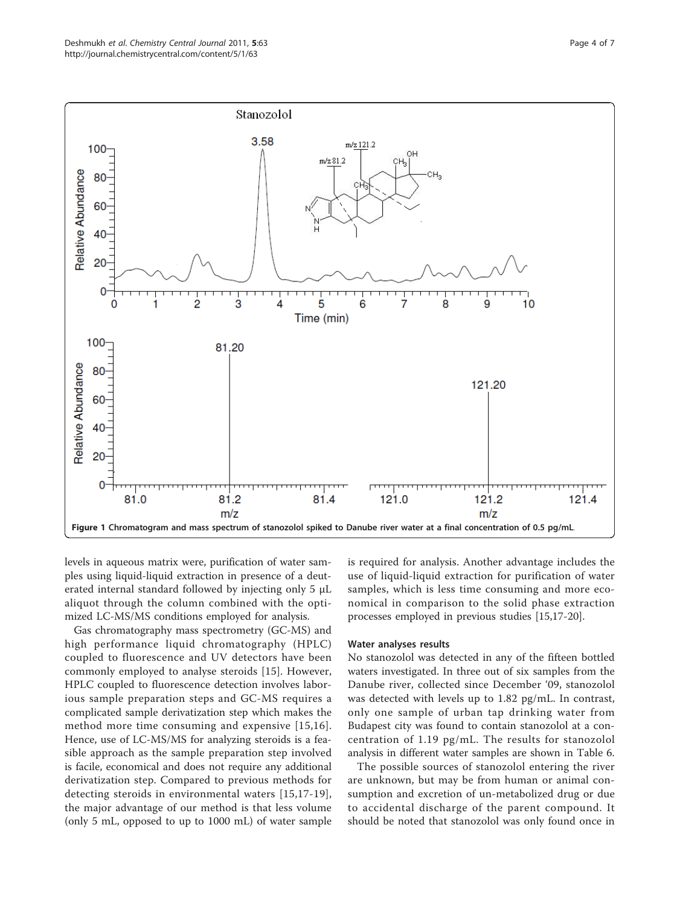Figure 1 Chromatogram and mass spectrum of stanozolol spiked to Danube river water at a final concentration of 0.5 pg/mL.

levels in aqueous matrix were, purification of water samples using liquid-liquid extraction in presence of a deuterated internal standard followed by injecting only 5 μL aliquot through the column combined with the optimized LC-MS/MS conditions employed for analysis.

Gas chromatography mass spectrometry (GC-MS) and high performance liquid chromatography (HPLC) coupled to fluorescence and UV detectors have been commonly employed to analyse steroids [15]. However, HPLC coupled to fluorescence detection involves laborious sample preparation steps and GC-MS requires a complicated sample derivatization step which makes the method more time consuming and expensive [15,16]. Hence, use of LC-MS/MS for analyzing steroids is a feasible approach as the sample preparation step involved is facile, economical and does not require any additional derivatization step. Compared to previous methods for detecting steroids in environmental waters [15,17-19], the major advantage of our method is that less volume (only 5 mL, opposed to up to 1000 mL) of water sample is required for analysis. Another advantage includes the use of liquid-liquid extraction for purification of water samples, which is less time consuming and more economical in comparison to the solid phase extraction processes employed in previous studies [15,17-20].

### Water analyses results

No stanozolol was detected in any of the fifteen bottled waters investigated. In three out of six samples from the Danube river, collected since December '09, stanozolol was detected with levels up to 1.82 pg/mL. In contrast, only one sample of urban tap drinking water from Budapest city was found to contain stanozolol at a concentration of 1.19 pg/mL. The results for stanozolol analysis in different water samples are shown in Table 6.

The possible sources of stanozolol entering the river are unknown, but may be from human or animal consumption and excretion of un-metabolized drug or due to accidental discharge of the parent compound. It should be noted that stanozolol was only found once in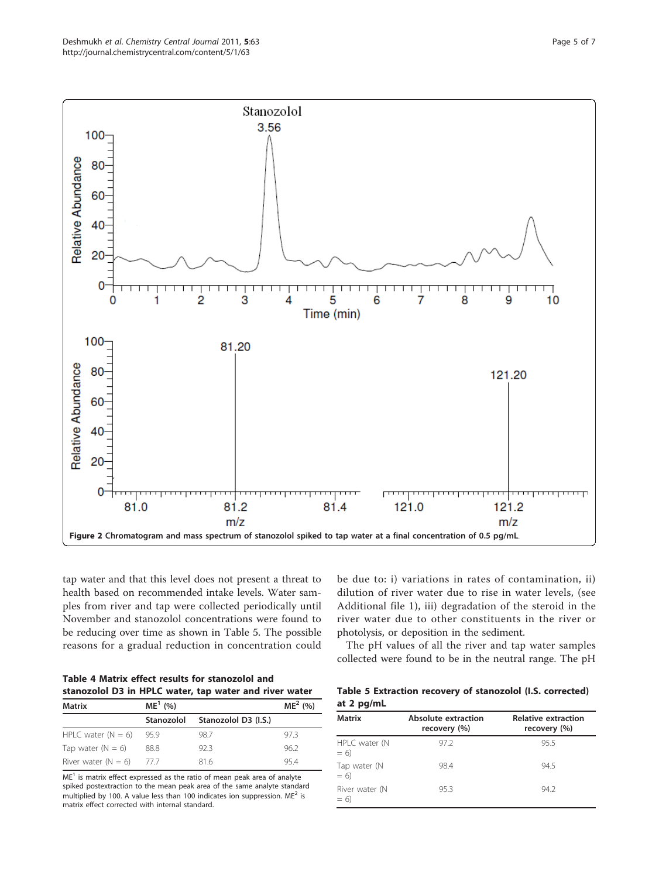Figure 2 Chromatogram and mass spectrum of stanozolol spiked to tap water at a final concentration of 0.5 pg/mL.

tap water and that this level does not present a threat to health based on recommended intake levels. Water samples from river and tap were collected periodically until November and stanozolol concentrations were found to be reducing over time as shown in Table 5. The possible reasons for a gradual reduction in concentration could be due to: i) variations in rates of contamination, ii) dilution of river water due to rise in water levels, (see Additional file 1), iii) degradation of the steroid in the river water due to other constituents in the river or photolysis, or deposition in the sediment.

The pH values of all the river and tap water samples collected were found to be in the neutral range. The pH

**Table 4 Matrix effect results for stanozolol and stanozolol D3 in HPLC water, tap water and river water**

| Matrix | ME[1] (%) | | ME[2] (%) |
|---|---|---|---|
| | Stanozolol | Stanozolol D3 (I.S.) | |
| HPLC water (N = 6) | 95.9 | 98.7 | 97.3 |
| Tap water (N = 6) | 88.8 | 92.3 | 96.2 |
| River water (N = 6) | 77.7 | 81.6 | 95.4 |

ME[1] is matrix effect expressed as the ratio of mean peak area of analyte spiked postextraction to the mean peak area of the same analyte standard multiplied by 100. A value less than 100 indicates ion suppression. ME[2] is matrix effect corrected with internal standard.

**Table 5 Extraction recovery of stanozolol (I.S. corrected) at 2 pg/mL**

| Matrix | Absolute extraction recovery (%) | Relative extraction recovery (%) |
|---|---|---|
| HPLC water (N = 6) | 97.2 | 95.5 |
| Tap water (N = 6) | 98.4 | 94.5 |
| River water (N = 6) | 95.3 | 94.2 |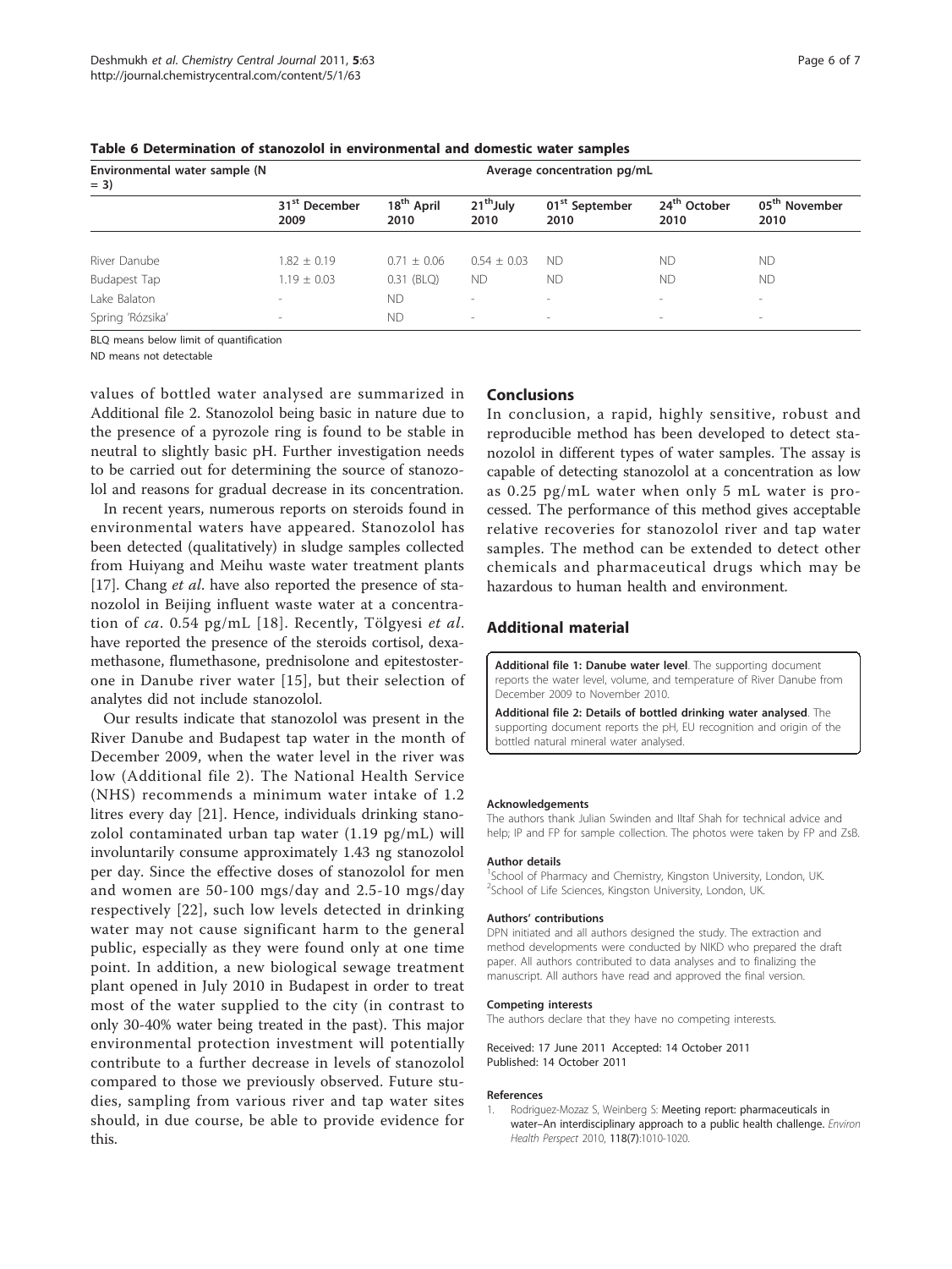**Table 6 Determination of stanozolol in environmental and domestic water samples**

| Environmental water sample (N = 3) | Average concentration pg/mL | | | | | |
|---|---|---|---|---|---|---|
| | 31st December 2009 | 18th April 2010 | 21thJuly 2010 | 01st September 2010 | 24th October 2010 | 05th November 2010 |
| River Danube | 1.82 ± 0.19 | 0.71 ± 0.06 | 0.54 ± 0.03 | ND | ND | ND |
| Budapest Tap | 1.19 ± 0.03 | 0.31 (BLQ) | ND | ND | ND | ND |
| Lake Balaton | - | ND | - | - | - | - |
| Spring 'Rózsika' | - | ND | - | - | - | - |

BLQ means below limit of quantification

ND means not detectable

values of bottled water analysed are summarized in Additional file 2. Stanozolol being basic in nature due to the presence of a pyrozole ring is found to be stable in neutral to slightly basic pH. Further investigation needs to be carried out for determining the source of stanozolol and reasons for gradual decrease in its concentration.

In recent years, numerous reports on steroids found in environmental waters have appeared. Stanozolol has been detected (qualitatively) in sludge samples collected from Huiyang and Meihu waste water treatment plants [17]. Chang *et al*. have also reported the presence of stanozolol in Beijing influent waste water at a concentration of *ca*. 0.54 pg/mL [18]. Recently, Tölgyesi *et al*. have reported the presence of the steroids cortisol, dexamethasone, flumethasone, prednisolone and epitestosterone in Danube river water [15], but their selection of analytes did not include stanozolol.

Our results indicate that stanozolol was present in the River Danube and Budapest tap water in the month of December 2009, when the water level in the river was low (Additional file 2). The National Health Service (NHS) recommends a minimum water intake of 1.2 litres every day [21]. Hence, individuals drinking stanozolol contaminated urban tap water (1.19 pg/mL) will involuntarily consume approximately 1.43 ng stanozolol per day. Since the effective doses of stanozolol for men and women are 50-100 mgs/day and 2.5-10 mgs/day respectively [22], such low levels detected in drinking water may not cause significant harm to the general public, especially as they were found only at one time point. In addition, a new biological sewage treatment plant opened in July 2010 in Budapest in order to treat most of the water supplied to the city (in contrast to only 30-40% water being treated in the past). This major environmental protection investment will potentially contribute to a further decrease in levels of stanozolol compared to those we previously observed. Future studies, sampling from various river and tap water sites should, in due course, be able to provide evidence for this.

## Conclusions

In conclusion, a rapid, highly sensitive, robust and reproducible method has been developed to detect stanozolol in different types of water samples. The assay is capable of detecting stanozolol at a concentration as low as 0.25 pg/mL water when only 5 mL water is processed. The performance of this method gives acceptable relative recoveries for stanozolol river and tap water samples. The method can be extended to detect other chemicals and pharmaceutical drugs which may be hazardous to human health and environment.

## Additional material

**Additional file 1: Danube water level**. The supporting document reports the water level, volume, and temperature of River Danube from December 2009 to November 2010.

**Additional file 2: Details of bottled drinking water analysed**. The supporting document reports the pH, EU recognition and origin of the bottled natural mineral water analysed.

#### Acknowledgements

The authors thank Julian Swinden and Iltaf Shah for technical advice and help; IP and FP for sample collection. The photos were taken by FP and ZsB.

#### Author details

[1]School of Pharmacy and Chemistry, Kingston University, London, UK. [2]School of Life Sciences, Kingston University, London, UK.

#### Authors' contributions

DPN initiated and all authors designed the study. The extraction and method developments were conducted by NIKD who prepared the draft paper. All authors contributed to data analyses and to finalizing the manuscript. All authors have read and approved the final version.

#### Competing interests

The authors declare that they have no competing interests.

Received: 17 June 2011 Accepted: 14 October 2011
Published: 14 October 2011

#### References

1. Rodriguez-Mozaz S, Weinberg S: Meeting report: pharmaceuticals in water–An interdisciplinary approach to a public health challenge. *Environ Health Perspect* 2010, 118(7):1010-1020.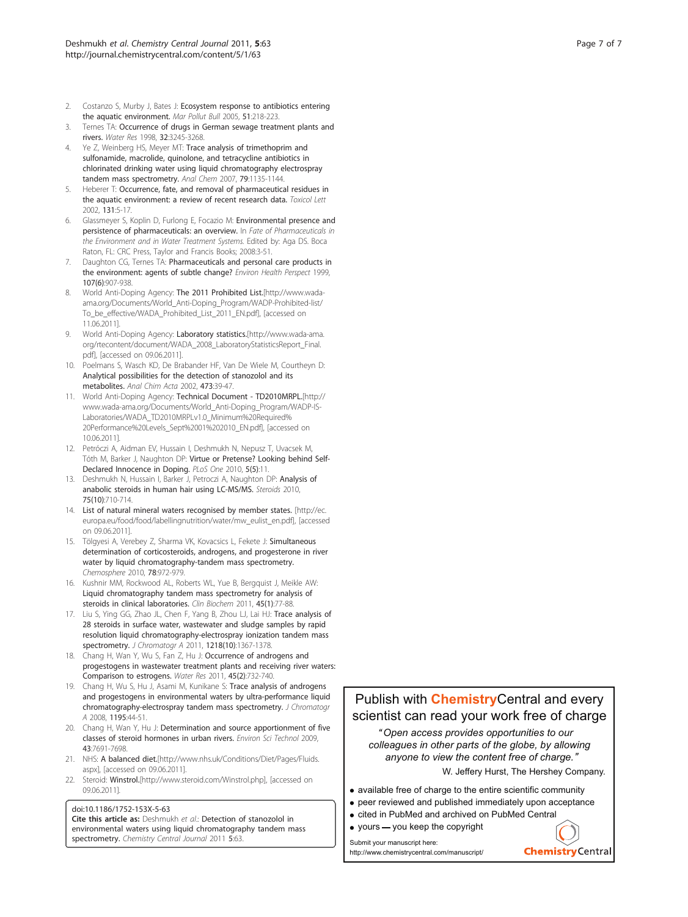2. Costanzo S, Murby J, Bates J: **Ecosystem response to antibiotics entering the aquatic environment.** *Mar Pollut Bull* 2005, **51**:218-223.
3. Ternes TA: **Occurrence of drugs in German sewage treatment plants and rivers.** *Water Res* 1998, **32**:3245-3268.
4. Ye Z, Weinberg HS, Meyer MT: **Trace analysis of trimethoprim and sulfonamide, macrolide, quinolone, and tetracycline antibiotics in chlorinated drinking water using liquid chromatography electrospray tandem mass spectrometry.** *Anal Chem* 2007, **79**:1135-1144.
5. Heberer T: **Occurrence, fate, and removal of pharmaceutical residues in the aquatic environment: a review of recent research data.** *Toxicol Lett* 2002, **131**:5-17.
6. Glassmeyer S, Koplin D, Furlong E, Focazio M: **Environmental presence and persistence of pharmaceuticals: an overview.** In *Fate of Pharmaceuticals in the Environment and in Water Treatment Systems.* Edited by: Aga DS. Boca Raton, FL: CRC Press, Taylor and Francis Books; 2008:3-51.
7. Daughton CG, Ternes TA: **Pharmaceuticals and personal care products in the environment: agents of subtle change?** *Environ Health Perspect* 1999, **107(6)**:907-938.
8. World Anti-Doping Agency: **The 2011 Prohibited List.**[http://www.wada-ama.org/Documents/World_Anti-Doping_Program/WADP-Prohibited-list/To_be_effective/WADA_Prohibited_List_2011_EN.pdf], [accessed on 11.06.2011].
9. World Anti-Doping Agency: **Laboratory statistics.**[http://www.wada-ama.org/rtecontent/document/WADA_2008_LaboratoryStatisticsReport_Final.pdf], [accessed on 09.06.2011].
10. Poelmans S, Wasch KD, De Brabander HF, Van De Wiele M, Courtheyn D: **Analytical possibilities for the detection of stanozolol and its metabolites.** *Anal Chim Acta* 2002, **473**:39-47.
11. World Anti-Doping Agency: **Technical Document - TD2010MRPL.**[http://www.wada-ama.org/Documents/World_Anti-Doping_Program/WADP-IS-Laboratories/WADA_TD2010MRPLv1.0_Minimum%20Required%20Performance%20Levels_Sept%2001%202010_EN.pdf], [accessed on 10.06.2011].
12. Petróczi A, Aidman EV, Hussain I, Deshmukh N, Nepusz T, Uvacsek M, Tóth M, Barker J, Naughton DP: **Virtue or Pretense? Looking behind Self-Declared Innocence in Doping.** *PLoS One* 2010, **5(5)**:11.
13. Deshmukh N, Hussain I, Barker J, Petroczi A, Naughton DP: **Analysis of anabolic steroids in human hair using LC-MS/MS.** *Steroids* 2010, **75(10)**:710-714.
14. **List of natural mineral waters recognised by member states.** [http://ec.europa.eu/food/food/labellingnutrition/water/mw_eulist_en.pdf], [accessed on 09.06.2011].
15. Tölgyesi A, Verebey Z, Sharma VK, Kovacsics L, Fekete J: **Simultaneous determination of corticosteroids, androgens, and progesterone in river water by liquid chromatography-tandem mass spectrometry.** *Chemosphere* 2010, **78**:972-979.
16. Kushnir MM, Rockwood AL, Roberts WL, Yue B, Bergquist J, Meikle AW: **Liquid chromatography tandem mass spectrometry for analysis of steroids in clinical laboratories.** *Clin Biochem* 2011, **45(1)**:77-88.
17. Liu S, Ying GG, Zhao JL, Chen F, Yang B, Zhou LJ, Lai HJ: **Trace analysis of 28 steroids in surface water, wastewater and sludge samples by rapid resolution liquid chromatography-electrospray ionization tandem mass spectrometry.** *J Chromatogr A* 2011, **1218(10)**:1367-1378.
18. Chang H, Wan Y, Wu S, Fan Z, Hu J: **Occurrence of androgens and progestogens in wastewater treatment plants and receiving river waters: Comparison to estrogens.** *Water Res* 2011, **45(2)**:732-740.
19. Chang H, Wu S, Hu J, Asami M, Kunikane S: **Trace analysis of androgens and progestogens in environmental waters by ultra-performance liquid chromatography-electrospray tandem mass spectrometry.** *J Chromatogr A* 2008, **1195**:44-51.
20. Chang H, Wan Y, Hu J: **Determination and source apportionment of five classes of steroid hormones in urban rivers.** *Environ Sci Technol* 2009, **43**:7691-7698.
21. NHS: **A balanced diet.**[http://www.nhs.uk/Conditions/Diet/Pages/Fluids.aspx], [accessed on 09.06.2011].
22. Steroid: **Winstrol.**[http://www.steroid.com/Winstrol.php], [accessed on 09.06.2011].

doi:10.1186/1752-153X-5-63

**Cite this article as:** Deshmukh *et al.*: Detection of stanozolol in environmental waters using liquid chromatography tandem mass spectrometry. *Chemistry Central Journal* 2011 **5**:63.

## Publish with ChemistryCentral and every scientist can read your work free of charge

*"Open access provides opportunities to our colleagues in other parts of the globe, by allowing anyone to view the content free of charge."*

W. Jeffery Hurst, The Hershey Company.

- available free of charge to the entire scientific community
- peer reviewed and published immediately upon acceptance
- cited in PubMed and archived on PubMed Central
- yours — you keep the copyright

Submit your manuscript here:
http://www.chemistrycentral.com/manuscript/

ChemistryCentral